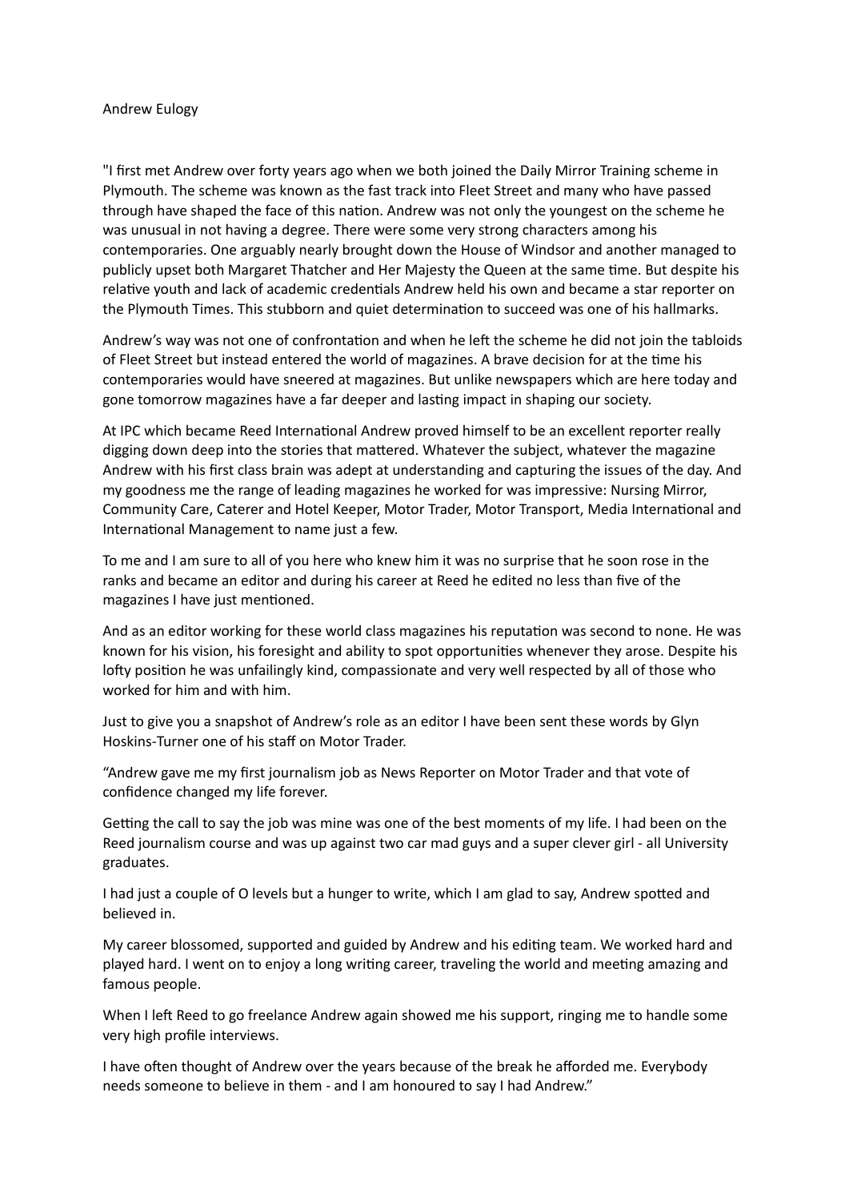Andrew Eulogy

"I first met Andrew over forty years ago when we both joined the Daily Mirror Training scheme in Plymouth. The scheme was known as the fast track into Fleet Street and many who have passed through have shaped the face of this nation. Andrew was not only the youngest on the scheme he was unusual in not having a degree. There were some very strong characters among his contemporaries. One arguably nearly brought down the House of Windsor and another managed to publicly upset both Margaret Thatcher and Her Majesty the Queen at the same time. But despite his relative youth and lack of academic credentials Andrew held his own and became a star reporter on the Plymouth Times. This stubborn and quiet determination to succeed was one of his hallmarks.

Andrew's way was not one of confrontation and when he left the scheme he did not join the tabloids of Fleet Street but instead entered the world of magazines. A brave decision for at the time his contemporaries would have sneered at magazines. But unlike newspapers which are here today and gone tomorrow magazines have a far deeper and lasting impact in shaping our society.

At IPC which became Reed International Andrew proved himself to be an excellent reporter really digging down deep into the stories that mattered. Whatever the subject, whatever the magazine Andrew with his first class brain was adept at understanding and capturing the issues of the day. And my goodness me the range of leading magazines he worked for was impressive: Nursing Mirror, Community Care, Caterer and Hotel Keeper, Motor Trader, Motor Transport, Media International and International Management to name just a few.

To me and I am sure to all of you here who knew him it was no surprise that he soon rose in the ranks and became an editor and during his career at Reed he edited no less than five of the magazines I have just mentioned.

And as an editor working for these world class magazines his reputation was second to none. He was known for his vision, his foresight and ability to spot opportunities whenever they arose. Despite his lofty position he was unfailingly kind, compassionate and very well respected by all of those who worked for him and with him.

Just to give you a snapshot of Andrew's role as an editor I have been sent these words by Glyn Hoskins-Turner one of his staff on Motor Trader.

"Andrew gave me my first journalism job as News Reporter on Motor Trader and that vote of confidence changed my life forever.

Getting the call to say the job was mine was one of the best moments of my life. I had been on the Reed journalism course and was up against two car mad guys and a super clever girl - all University graduates.

I had just a couple of O levels but a hunger to write, which I am glad to say, Andrew spotted and believed in.

My career blossomed, supported and guided by Andrew and his editing team. We worked hard and played hard. I went on to enjoy a long writing career, traveling the world and meeting amazing and famous people.

When I left Reed to go freelance Andrew again showed me his support, ringing me to handle some very high profile interviews.

I have often thought of Andrew over the years because of the break he afforded me. Everybody needs someone to believe in them - and I am honoured to say I had Andrew."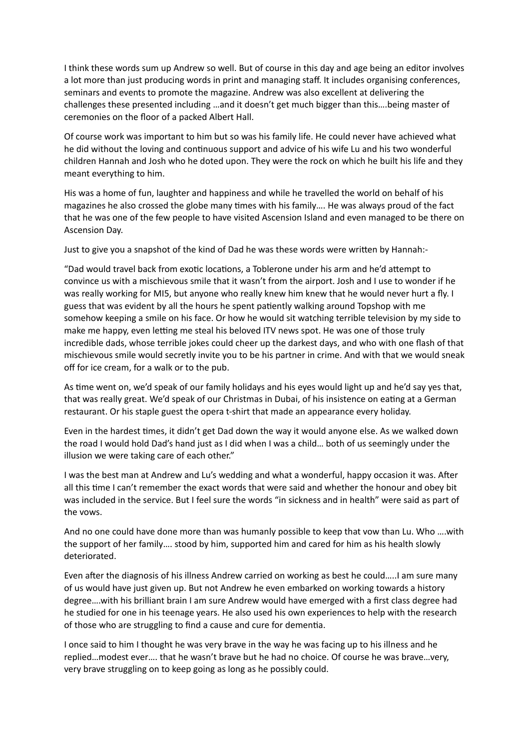I think these words sum up Andrew so well. But of course in this day and age being an editor involves a lot more than just producing words in print and managing staff. It includes organising conferences, seminars and events to promote the magazine. Andrew was also excellent at delivering the challenges these presented including …and it doesn't get much bigger than this….being master of ceremonies on the floor of a packed Albert Hall.

Of course work was important to him but so was his family life. He could never have achieved what he did without the loving and continuous support and advice of his wife Lu and his two wonderful children Hannah and Josh who he doted upon. They were the rock on which he built his life and they meant everything to him.

His was a home of fun, laughter and happiness and while he travelled the world on behalf of his magazines he also crossed the globe many times with his family…. He was always proud of the fact that he was one of the few people to have visited Ascension Island and even managed to be there on Ascension Day.

Just to give you a snapshot of the kind of Dad he was these words were written by Hannah:-

"Dad would travel back from exotic locations, a Toblerone under his arm and he'd attempt to convince us with a mischievous smile that it wasn't from the airport. Josh and I use to wonder if he was really working for MI5, but anyone who really knew him knew that he would never hurt a fly. I guess that was evident by all the hours he spent patiently walking around Topshop with me somehow keeping a smile on his face. Or how he would sit watching terrible television by my side to make me happy, even letting me steal his beloved ITV news spot. He was one of those truly incredible dads, whose terrible jokes could cheer up the darkest days, and who with one flash of that mischievous smile would secretly invite you to be his partner in crime. And with that we would sneak off for ice cream, for a walk or to the pub.

As time went on, we'd speak of our family holidays and his eyes would light up and he'd say yes that, that was really great. We'd speak of our Christmas in Dubai, of his insistence on eating at a German restaurant. Or his staple guest the opera t-shirt that made an appearance every holiday.

Even in the hardest times, it didn't get Dad down the way it would anyone else. As we walked down the road I would hold Dad's hand just as I did when I was a child… both of us seemingly under the illusion we were taking care of each other."

I was the best man at Andrew and Lu's wedding and what a wonderful, happy occasion it was. After all this time I can't remember the exact words that were said and whether the honour and obey bit was included in the service. But I feel sure the words "in sickness and in health" were said as part of the vows.

And no one could have done more than was humanly possible to keep that vow than Lu. Who ….with the support of her family…. stood by him, supported him and cared for him as his health slowly deteriorated.

Even after the diagnosis of his illness Andrew carried on working as best he could…..I am sure many of us would have just given up. But not Andrew he even embarked on working towards a history degree….with his brilliant brain I am sure Andrew would have emerged with a first class degree had he studied for one in his teenage years. He also used his own experiences to help with the research of those who are struggling to find a cause and cure for dementia.

I once said to him I thought he was very brave in the way he was facing up to his illness and he replied…modest ever…. that he wasn't brave but he had no choice. Of course he was brave…very, very brave struggling on to keep going as long as he possibly could.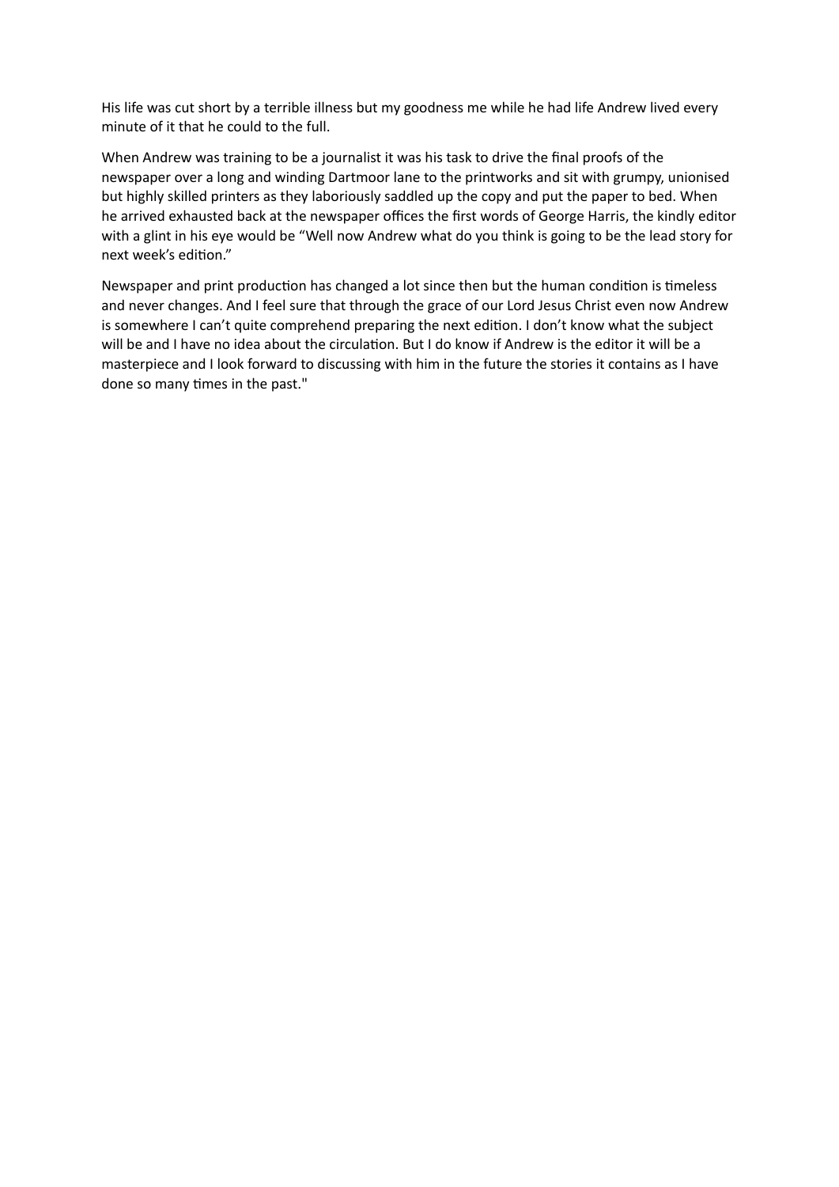His life was cut short by a terrible illness but my goodness me while he had life Andrew lived every minute of it that he could to the full.

When Andrew was training to be a journalist it was his task to drive the final proofs of the newspaper over a long and winding Dartmoor lane to the printworks and sit with grumpy, unionised but highly skilled printers as they laboriously saddled up the copy and put the paper to bed. When he arrived exhausted back at the newspaper offices the first words of George Harris, the kindly editor with a glint in his eye would be "Well now Andrew what do you think is going to be the lead story for next week's edition."

Newspaper and print production has changed a lot since then but the human condition is timeless and never changes. And I feel sure that through the grace of our Lord Jesus Christ even now Andrew is somewhere I can't quite comprehend preparing the next edition. I don't know what the subject will be and I have no idea about the circulation. But I do know if Andrew is the editor it will be a masterpiece and I look forward to discussing with him in the future the stories it contains as I have done so many times in the past."